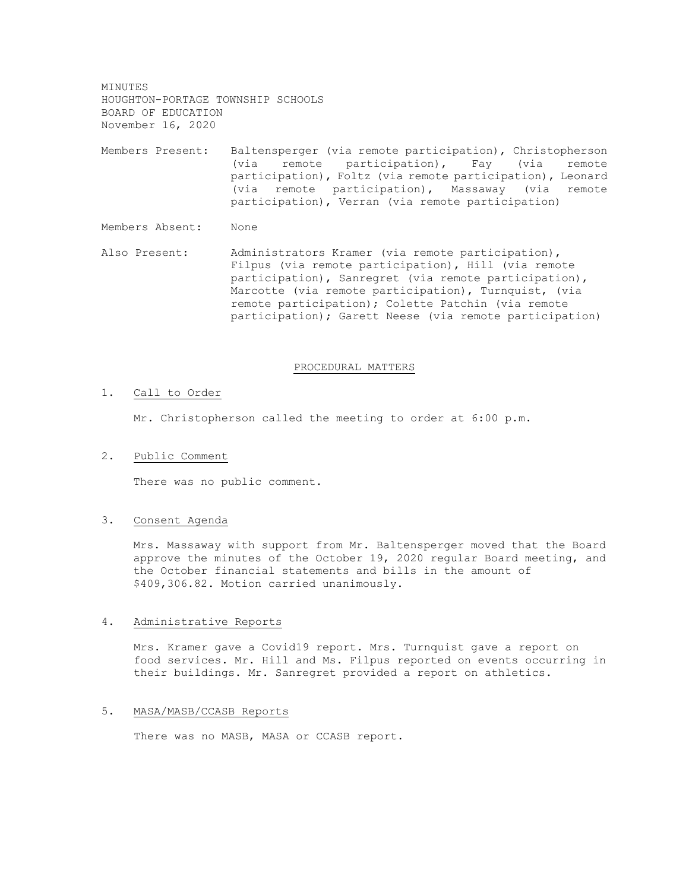MINUTES
HOUGHTON-PORTAGE TOWNSHIP SCHOOLS
BOARD OF EDUCATION
November 16, 2020

Members Present: Baltensperger (via remote participation), Christopherson (via remote participation), Fay (via remote participation), Foltz (via remote participation), Leonard (via remote participation), Massaway (via remote participation), Verran (via remote participation)

Members Absent: None

Also Present: Administrators Kramer (via remote participation), Filpus (via remote participation), Hill (via remote participation), Sanregret (via remote participation), Marcotte (via remote participation), Turnquist, (via remote participation); Colette Patchin (via remote participation); Garett Neese (via remote participation)

## PROCEDURAL MATTERS

1. Call to Order

   Mr. Christopherson called the meeting to order at 6:00 p.m.

2. Public Comment

   There was no public comment.

3. Consent Agenda

   Mrs. Massaway with support from Mr. Baltensperger moved that the Board approve the minutes of the October 19, 2020 regular Board meeting, and the October financial statements and bills in the amount of $409,306.82. Motion carried unanimously.

4. Administrative Reports

   Mrs. Kramer gave a Covid19 report. Mrs. Turnquist gave a report on food services. Mr. Hill and Ms. Filpus reported on events occurring in their buildings. Mr. Sanregret provided a report on athletics.

5. MASA/MASB/CCASB Reports

   There was no MASB, MASA or CCASB report.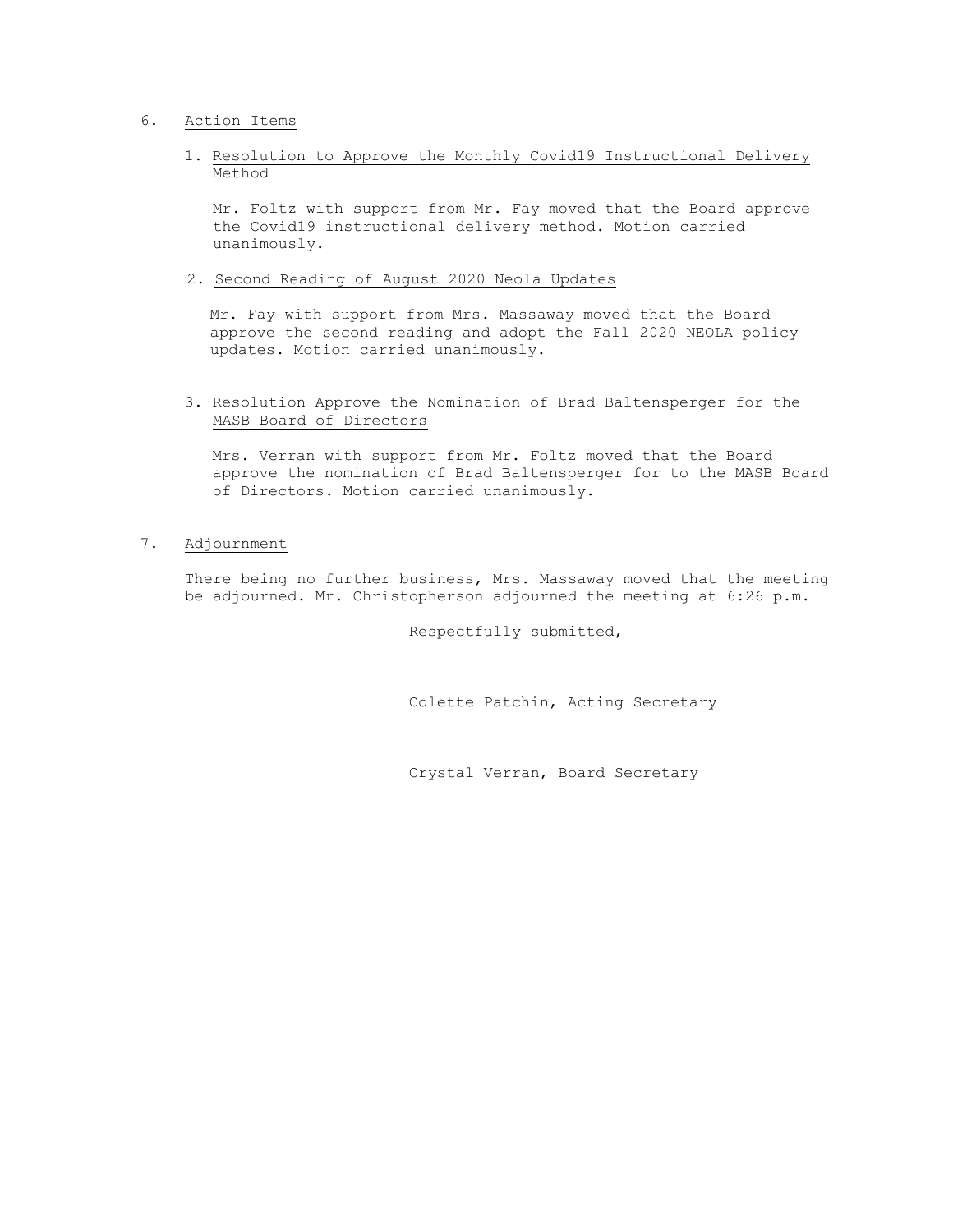6. Action Items

   1. Resolution to Approve the Monthly Covid19 Instructional Delivery Method

      Mr. Foltz with support from Mr. Fay moved that the Board approve the Covid19 instructional delivery method. Motion carried unanimously.

   2. Second Reading of August 2020 Neola Updates

      Mr. Fay with support from Mrs. Massaway moved that the Board approve the second reading and adopt the Fall 2020 NEOLA policy updates. Motion carried unanimously.

   3. Resolution Approve the Nomination of Brad Baltensperger for the MASB Board of Directors

      Mrs. Verran with support from Mr. Foltz moved that the Board approve the nomination of Brad Baltensperger for to the MASB Board of Directors. Motion carried unanimously.

7. Adjournment

   There being no further business, Mrs. Massaway moved that the meeting be adjourned. Mr. Christopherson adjourned the meeting at 6:26 p.m.

Respectfully submitted,

Colette Patchin, Acting Secretary

Crystal Verran, Board Secretary